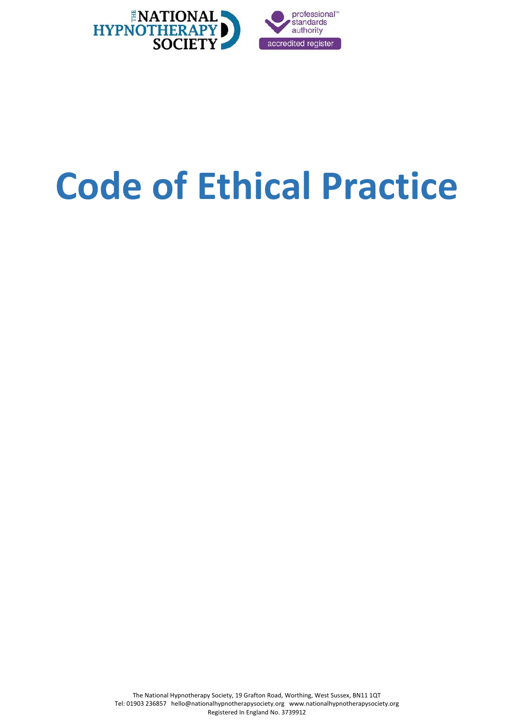THE NATIONAL HYPNOTHERAPY SOCIETY

professional standards authority accredited register

# Code of Ethical Practice

The National Hypnotherapy Society, 19 Grafton Road, Worthing, West Sussex, BN11 1QT
Tel: 01903 236857 hello@nationalhypnotherapysociety.org www.nationalhypnotherapysociety.org
Registered In England No. 3739912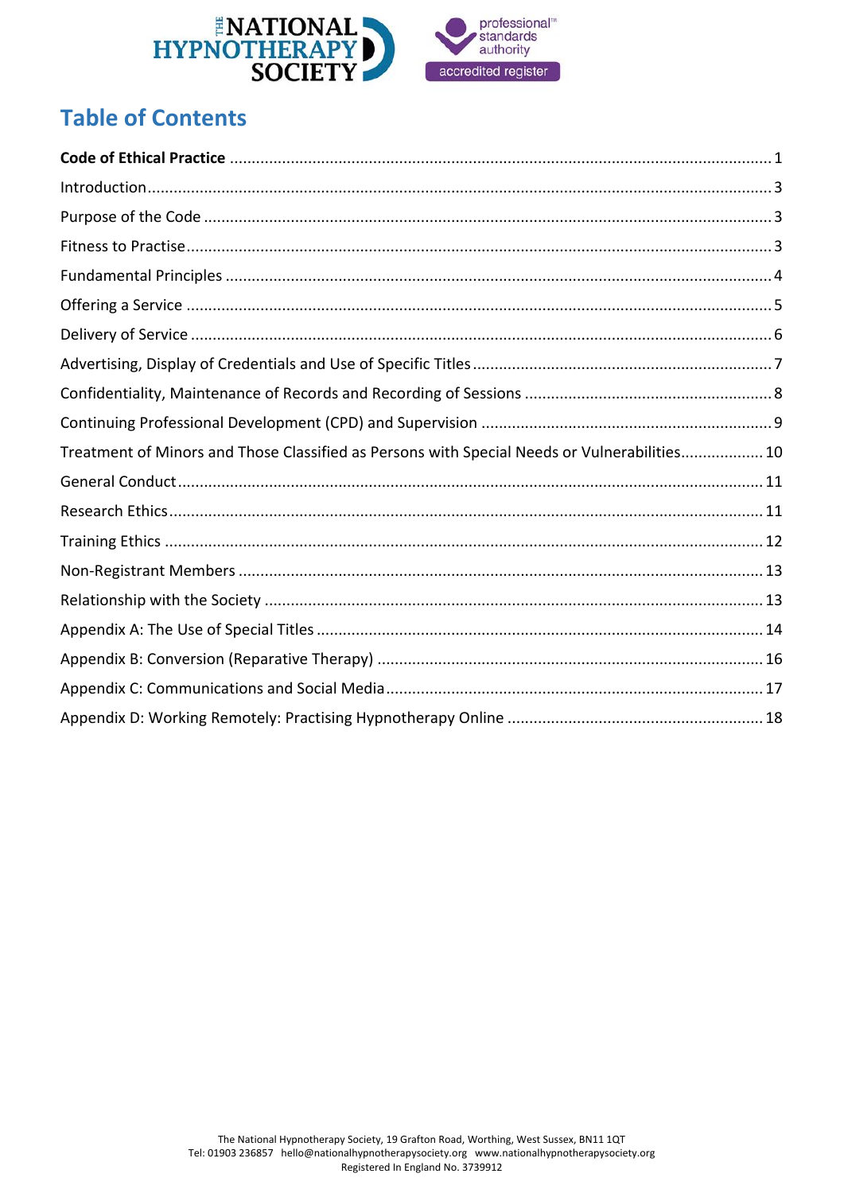# Table of Contents

| | |
|---|---|
| **Code of Ethical Practice** | 1 |
| Introduction | 3 |
| Purpose of the Code | 3 |
| Fitness to Practise | 3 |
| Fundamental Principles | 4 |
| Offering a Service | 5 |
| Delivery of Service | 6 |
| Advertising, Display of Credentials and Use of Specific Titles | 7 |
| Confidentiality, Maintenance of Records and Recording of Sessions | 8 |
| Continuing Professional Development (CPD) and Supervision | 9 |
| Treatment of Minors and Those Classified as Persons with Special Needs or Vulnerabilities | 10 |
| General Conduct | 11 |
| Research Ethics | 11 |
| Training Ethics | 12 |
| Non-Registrant Members | 13 |
| Relationship with the Society | 13 |
| Appendix A: The Use of Special Titles | 14 |
| Appendix B: Conversion (Reparative Therapy) | 16 |
| Appendix C: Communications and Social Media | 17 |
| Appendix D: Working Remotely: Practising Hypnotherapy Online | 18 |

The National Hypnotherapy Society, 19 Grafton Road, Worthing, West Sussex, BN11 1QT
Tel: 01903 236857 hello@nationalhypnotherapysociety.org www.nationalhypnotherapysociety.org
Registered In England No. 3739912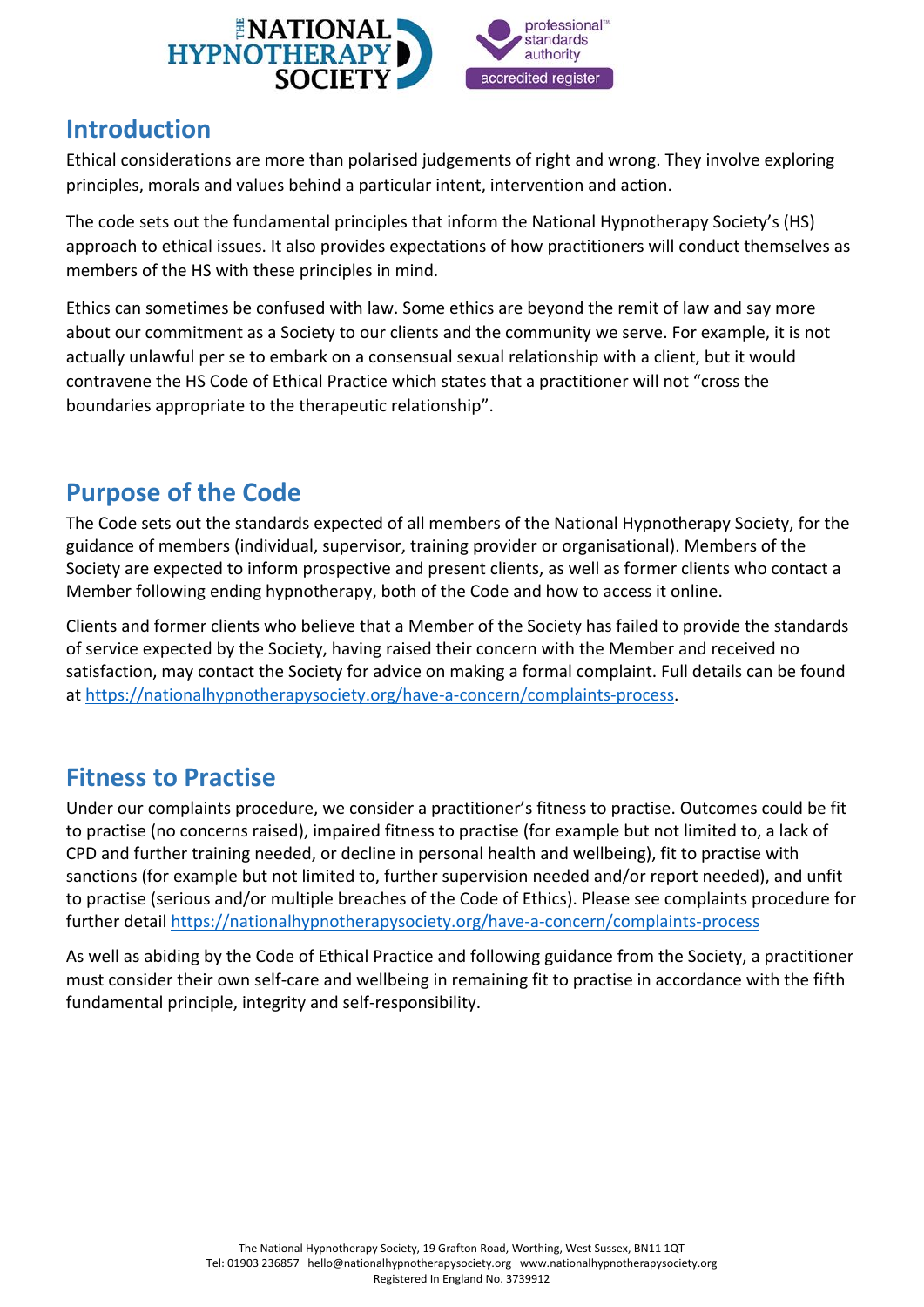## Introduction

Ethical considerations are more than polarised judgements of right and wrong. They involve exploring principles, morals and values behind a particular intent, intervention and action.

The code sets out the fundamental principles that inform the National Hypnotherapy Society's (HS) approach to ethical issues. It also provides expectations of how practitioners will conduct themselves as members of the HS with these principles in mind.

Ethics can sometimes be confused with law. Some ethics are beyond the remit of law and say more about our commitment as a Society to our clients and the community we serve. For example, it is not actually unlawful per se to embark on a consensual sexual relationship with a client, but it would contravene the HS Code of Ethical Practice which states that a practitioner will not "cross the boundaries appropriate to the therapeutic relationship".

## Purpose of the Code

The Code sets out the standards expected of all members of the National Hypnotherapy Society, for the guidance of members (individual, supervisor, training provider or organisational). Members of the Society are expected to inform prospective and present clients, as well as former clients who contact a Member following ending hypnotherapy, both of the Code and how to access it online.

Clients and former clients who believe that a Member of the Society has failed to provide the standards of service expected by the Society, having raised their concern with the Member and received no satisfaction, may contact the Society for advice on making a formal complaint. Full details can be found at https://nationalhypnotherapysociety.org/have-a-concern/complaints-process.

## Fitness to Practise

Under our complaints procedure, we consider a practitioner's fitness to practise. Outcomes could be fit to practise (no concerns raised), impaired fitness to practise (for example but not limited to, a lack of CPD and further training needed, or decline in personal health and wellbeing), fit to practise with sanctions (for example but not limited to, further supervision needed and/or report needed), and unfit to practise (serious and/or multiple breaches of the Code of Ethics). Please see complaints procedure for further detail https://nationalhypnotherapysociety.org/have-a-concern/complaints-process

As well as abiding by the Code of Ethical Practice and following guidance from the Society, a practitioner must consider their own self-care and wellbeing in remaining fit to practise in accordance with the fifth fundamental principle, integrity and self-responsibility.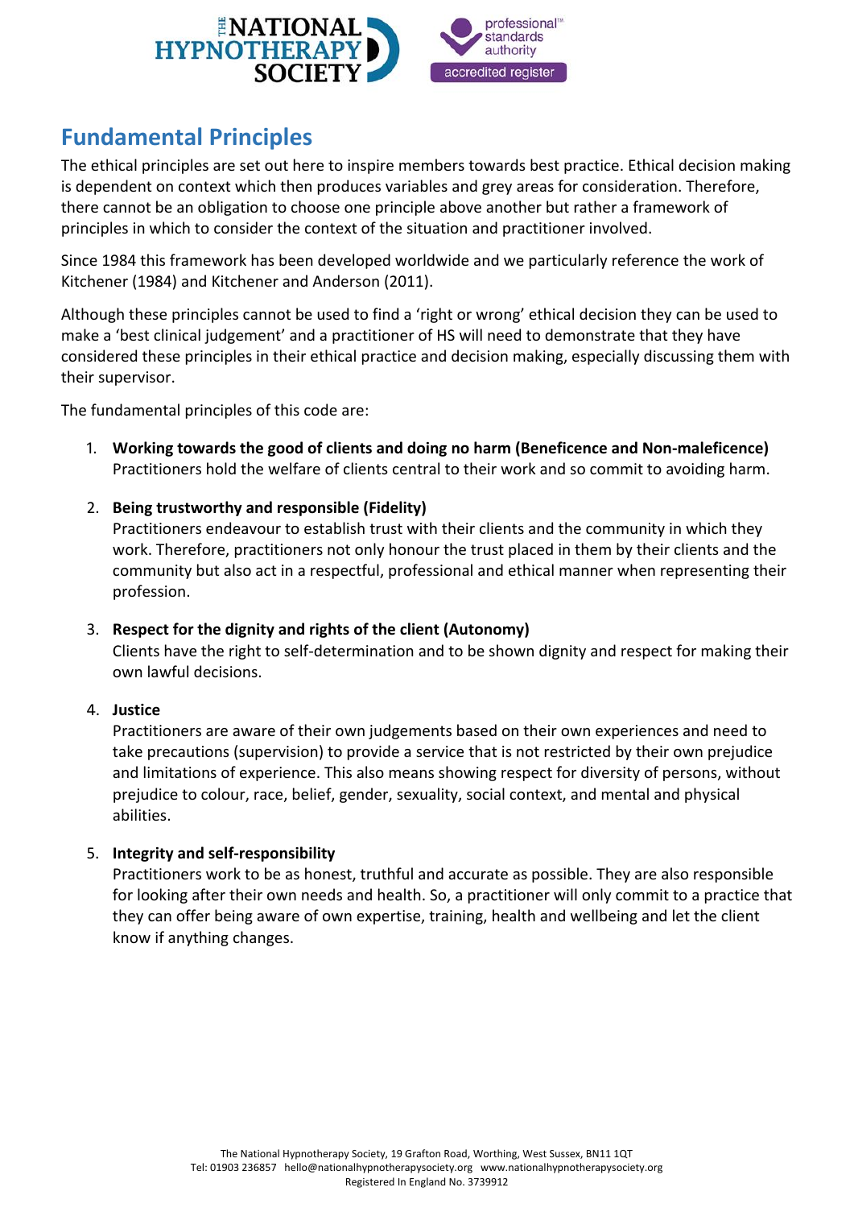## Fundamental Principles

The ethical principles are set out here to inspire members towards best practice. Ethical decision making is dependent on context which then produces variables and grey areas for consideration. Therefore, there cannot be an obligation to choose one principle above another but rather a framework of principles in which to consider the context of the situation and practitioner involved.

Since 1984 this framework has been developed worldwide and we particularly reference the work of Kitchener (1984) and Kitchener and Anderson (2011).

Although these principles cannot be used to find a 'right or wrong' ethical decision they can be used to make a 'best clinical judgement' and a practitioner of HS will need to demonstrate that they have considered these principles in their ethical practice and decision making, especially discussing them with their supervisor.

The fundamental principles of this code are:

1. **Working towards the good of clients and doing no harm (Beneficence and Non-maleficence)**
   Practitioners hold the welfare of clients central to their work and so commit to avoiding harm.

2. **Being trustworthy and responsible (Fidelity)**
   Practitioners endeavour to establish trust with their clients and the community in which they work. Therefore, practitioners not only honour the trust placed in them by their clients and the community but also act in a respectful, professional and ethical manner when representing their profession.

3. **Respect for the dignity and rights of the client (Autonomy)**
   Clients have the right to self-determination and to be shown dignity and respect for making their own lawful decisions.

4. **Justice**
   Practitioners are aware of their own judgements based on their own experiences and need to take precautions (supervision) to provide a service that is not restricted by their own prejudice and limitations of experience. This also means showing respect for diversity of persons, without prejudice to colour, race, belief, gender, sexuality, social context, and mental and physical abilities.

5. **Integrity and self-responsibility**
   Practitioners work to be as honest, truthful and accurate as possible. They are also responsible for looking after their own needs and health. So, a practitioner will only commit to a practice that they can offer being aware of own expertise, training, health and wellbeing and let the client know if anything changes.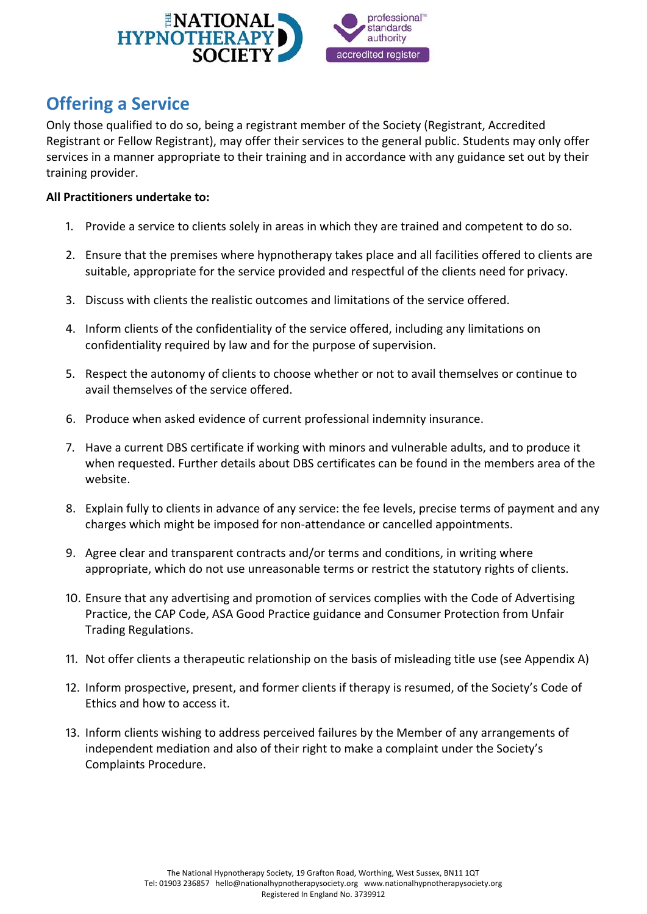## Offering a Service

Only those qualified to do so, being a registrant member of the Society (Registrant, Accredited Registrant or Fellow Registrant), may offer their services to the general public. Students may only offer services in a manner appropriate to their training and in accordance with any guidance set out by their training provider.

**All Practitioners undertake to:**

1. Provide a service to clients solely in areas in which they are trained and competent to do so.
2. Ensure that the premises where hypnotherapy takes place and all facilities offered to clients are suitable, appropriate for the service provided and respectful of the clients need for privacy.
3. Discuss with clients the realistic outcomes and limitations of the service offered.
4. Inform clients of the confidentiality of the service offered, including any limitations on confidentiality required by law and for the purpose of supervision.
5. Respect the autonomy of clients to choose whether or not to avail themselves or continue to avail themselves of the service offered.
6. Produce when asked evidence of current professional indemnity insurance.
7. Have a current DBS certificate if working with minors and vulnerable adults, and to produce it when requested. Further details about DBS certificates can be found in the members area of the website.
8. Explain fully to clients in advance of any service: the fee levels, precise terms of payment and any charges which might be imposed for non-attendance or cancelled appointments.
9. Agree clear and transparent contracts and/or terms and conditions, in writing where appropriate, which do not use unreasonable terms or restrict the statutory rights of clients.
10. Ensure that any advertising and promotion of services complies with the Code of Advertising Practice, the CAP Code, ASA Good Practice guidance and Consumer Protection from Unfair Trading Regulations.
11. Not offer clients a therapeutic relationship on the basis of misleading title use (see Appendix A)
12. Inform prospective, present, and former clients if therapy is resumed, of the Society's Code of Ethics and how to access it.
13. Inform clients wishing to address perceived failures by the Member of any arrangements of independent mediation and also of their right to make a complaint under the Society's Complaints Procedure.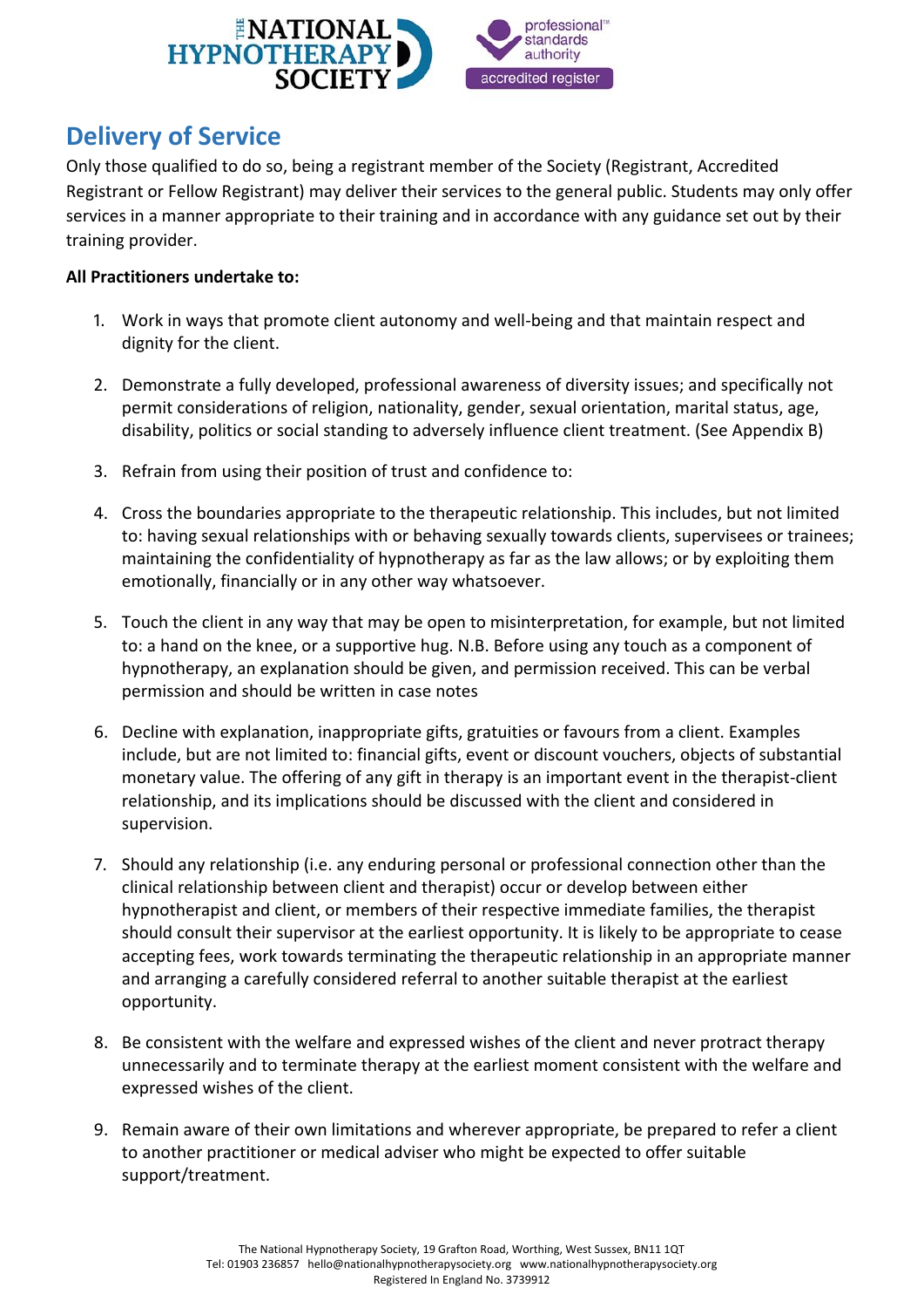## Delivery of Service

Only those qualified to do so, being a registrant member of the Society (Registrant, Accredited Registrant or Fellow Registrant) may deliver their services to the general public. Students may only offer services in a manner appropriate to their training and in accordance with any guidance set out by their training provider.

**All Practitioners undertake to:**

1. Work in ways that promote client autonomy and well-being and that maintain respect and dignity for the client.

2. Demonstrate a fully developed, professional awareness of diversity issues; and specifically not permit considerations of religion, nationality, gender, sexual orientation, marital status, age, disability, politics or social standing to adversely influence client treatment. (See Appendix B)

3. Refrain from using their position of trust and confidence to:

4. Cross the boundaries appropriate to the therapeutic relationship. This includes, but not limited to: having sexual relationships with or behaving sexually towards clients, supervisees or trainees; maintaining the confidentiality of hypnotherapy as far as the law allows; or by exploiting them emotionally, financially or in any other way whatsoever.

5. Touch the client in any way that may be open to misinterpretation, for example, but not limited to: a hand on the knee, or a supportive hug. N.B. Before using any touch as a component of hypnotherapy, an explanation should be given, and permission received. This can be verbal permission and should be written in case notes

6. Decline with explanation, inappropriate gifts, gratuities or favours from a client. Examples include, but are not limited to: financial gifts, event or discount vouchers, objects of substantial monetary value. The offering of any gift in therapy is an important event in the therapist-client relationship, and its implications should be discussed with the client and considered in supervision.

7. Should any relationship (i.e. any enduring personal or professional connection other than the clinical relationship between client and therapist) occur or develop between either hypnotherapist and client, or members of their respective immediate families, the therapist should consult their supervisor at the earliest opportunity. It is likely to be appropriate to cease accepting fees, work towards terminating the therapeutic relationship in an appropriate manner and arranging a carefully considered referral to another suitable therapist at the earliest opportunity.

8. Be consistent with the welfare and expressed wishes of the client and never protract therapy unnecessarily and to terminate therapy at the earliest moment consistent with the welfare and expressed wishes of the client.

9. Remain aware of their own limitations and wherever appropriate, be prepared to refer a client to another practitioner or medical adviser who might be expected to offer suitable support/treatment.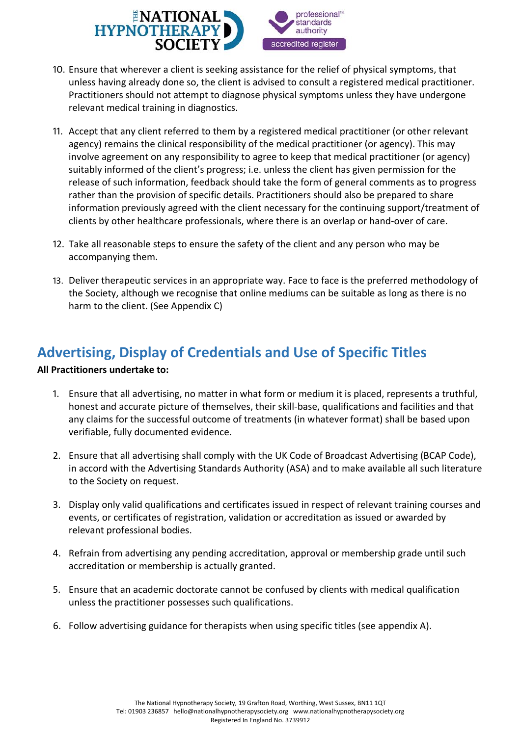10. Ensure that wherever a client is seeking assistance for the relief of physical symptoms, that unless having already done so, the client is advised to consult a registered medical practitioner. Practitioners should not attempt to diagnose physical symptoms unless they have undergone relevant medical training in diagnostics.

11. Accept that any client referred to them by a registered medical practitioner (or other relevant agency) remains the clinical responsibility of the medical practitioner (or agency). This may involve agreement on any responsibility to agree to keep that medical practitioner (or agency) suitably informed of the client's progress; i.e. unless the client has given permission for the release of such information, feedback should take the form of general comments as to progress rather than the provision of specific details. Practitioners should also be prepared to share information previously agreed with the client necessary for the continuing support/treatment of clients by other healthcare professionals, where there is an overlap or hand-over of care.

12. Take all reasonable steps to ensure the safety of the client and any person who may be accompanying them.

13. Deliver therapeutic services in an appropriate way. Face to face is the preferred methodology of the Society, although we recognise that online mediums can be suitable as long as there is no harm to the client. (See Appendix C)

## Advertising, Display of Credentials and Use of Specific Titles

**All Practitioners undertake to:**

1. Ensure that all advertising, no matter in what form or medium it is placed, represents a truthful, honest and accurate picture of themselves, their skill-base, qualifications and facilities and that any claims for the successful outcome of treatments (in whatever format) shall be based upon verifiable, fully documented evidence.

2. Ensure that all advertising shall comply with the UK Code of Broadcast Advertising (BCAP Code), in accord with the Advertising Standards Authority (ASA) and to make available all such literature to the Society on request.

3. Display only valid qualifications and certificates issued in respect of relevant training courses and events, or certificates of registration, validation or accreditation as issued or awarded by relevant professional bodies.

4. Refrain from advertising any pending accreditation, approval or membership grade until such accreditation or membership is actually granted.

5. Ensure that an academic doctorate cannot be confused by clients with medical qualification unless the practitioner possesses such qualifications.

6. Follow advertising guidance for therapists when using specific titles (see appendix A).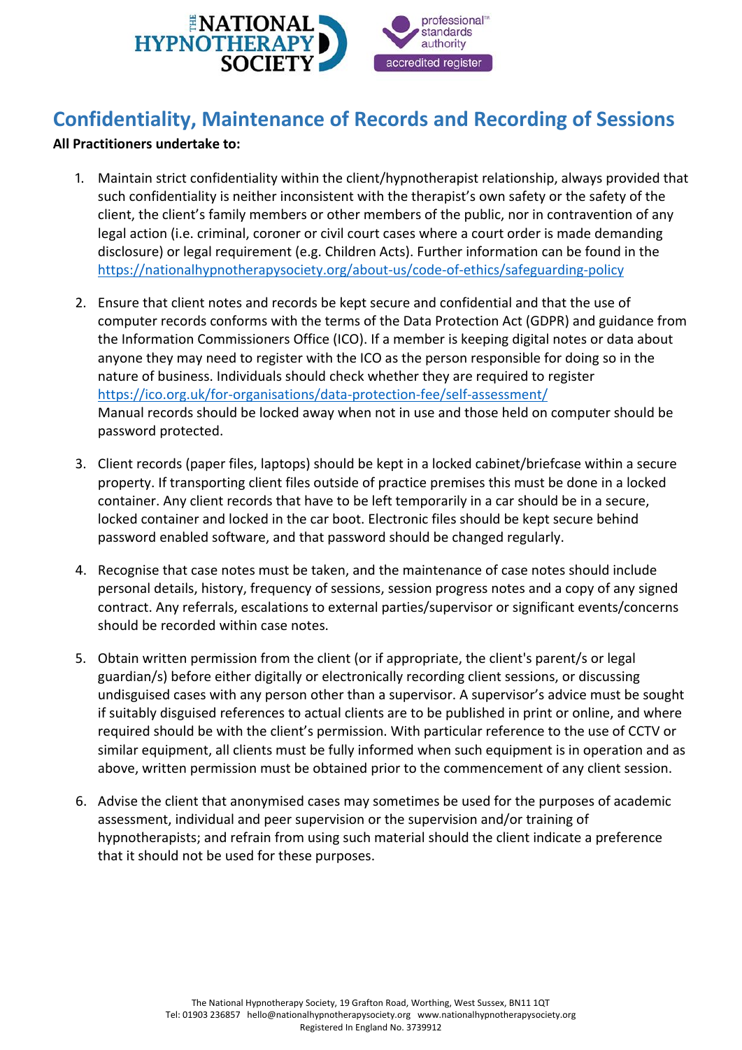# Confidentiality, Maintenance of Records and Recording of Sessions

**All Practitioners undertake to:**

1. Maintain strict confidentiality within the client/hypnotherapist relationship, always provided that such confidentiality is neither inconsistent with the therapist's own safety or the safety of the client, the client's family members or other members of the public, nor in contravention of any legal action (i.e. criminal, coroner or civil court cases where a court order is made demanding disclosure) or legal requirement (e.g. Children Acts). Further information can be found in the https://nationalhypnotherapysociety.org/about-us/code-of-ethics/safeguarding-policy

2. Ensure that client notes and records be kept secure and confidential and that the use of computer records conforms with the terms of the Data Protection Act (GDPR) and guidance from the Information Commissioners Office (ICO). If a member is keeping digital notes or data about anyone they may need to register with the ICO as the person responsible for doing so in the nature of business. Individuals should check whether they are required to register https://ico.org.uk/for-organisations/data-protection-fee/self-assessment/
   Manual records should be locked away when not in use and those held on computer should be password protected.

3. Client records (paper files, laptops) should be kept in a locked cabinet/briefcase within a secure property. If transporting client files outside of practice premises this must be done in a locked container. Any client records that have to be left temporarily in a car should be in a secure, locked container and locked in the car boot. Electronic files should be kept secure behind password enabled software, and that password should be changed regularly.

4. Recognise that case notes must be taken, and the maintenance of case notes should include personal details, history, frequency of sessions, session progress notes and a copy of any signed contract. Any referrals, escalations to external parties/supervisor or significant events/concerns should be recorded within case notes.

5. Obtain written permission from the client (or if appropriate, the client's parent/s or legal guardian/s) before either digitally or electronically recording client sessions, or discussing undisguised cases with any person other than a supervisor. A supervisor's advice must be sought if suitably disguised references to actual clients are to be published in print or online, and where required should be with the client's permission. With particular reference to the use of CCTV or similar equipment, all clients must be fully informed when such equipment is in operation and as above, written permission must be obtained prior to the commencement of any client session.

6. Advise the client that anonymised cases may sometimes be used for the purposes of academic assessment, individual and peer supervision or the supervision and/or training of hypnotherapists; and refrain from using such material should the client indicate a preference that it should not be used for these purposes.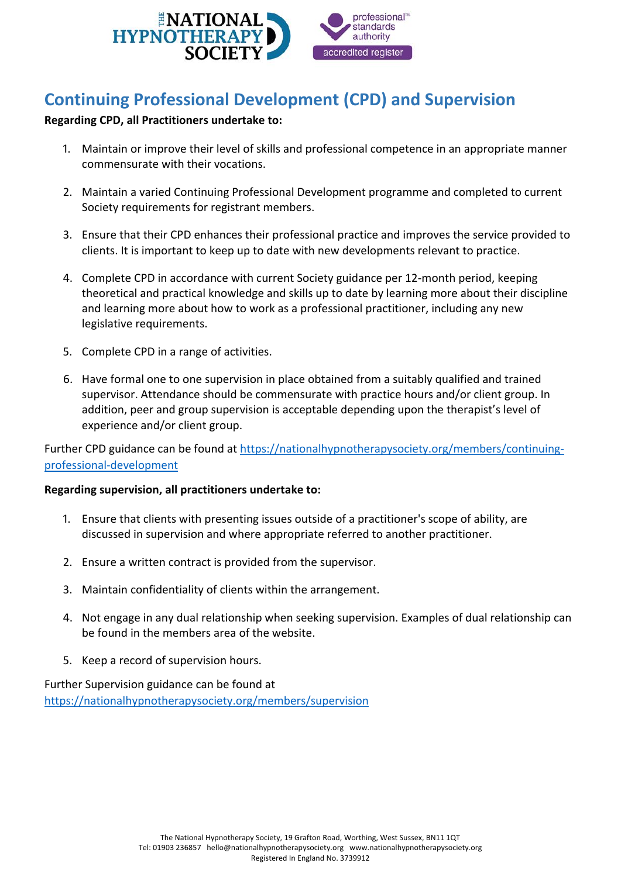## Continuing Professional Development (CPD) and Supervision

**Regarding CPD, all Practitioners undertake to:**

1. Maintain or improve their level of skills and professional competence in an appropriate manner commensurate with their vocations.
2. Maintain a varied Continuing Professional Development programme and completed to current Society requirements for registrant members.
3. Ensure that their CPD enhances their professional practice and improves the service provided to clients. It is important to keep up to date with new developments relevant to practice.
4. Complete CPD in accordance with current Society guidance per 12-month period, keeping theoretical and practical knowledge and skills up to date by learning more about their discipline and learning more about how to work as a professional practitioner, including any new legislative requirements.
5. Complete CPD in a range of activities.
6. Have formal one to one supervision in place obtained from a suitably qualified and trained supervisor. Attendance should be commensurate with practice hours and/or client group. In addition, peer and group supervision is acceptable depending upon the therapist's level of experience and/or client group.

Further CPD guidance can be found at [https://nationalhypnotherapysociety.org/members/continuing-professional-development](https://nationalhypnotherapysociety.org/members/continuing-professional-development)

**Regarding supervision, all practitioners undertake to:**

1. Ensure that clients with presenting issues outside of a practitioner's scope of ability, are discussed in supervision and where appropriate referred to another practitioner.
2. Ensure a written contract is provided from the supervisor.
3. Maintain confidentiality of clients within the arrangement.
4. Not engage in any dual relationship when seeking supervision. Examples of dual relationship can be found in the members area of the website.
5. Keep a record of supervision hours.

Further Supervision guidance can be found at [https://nationalhypnotherapysociety.org/members/supervision](https://nationalhypnotherapysociety.org/members/supervision)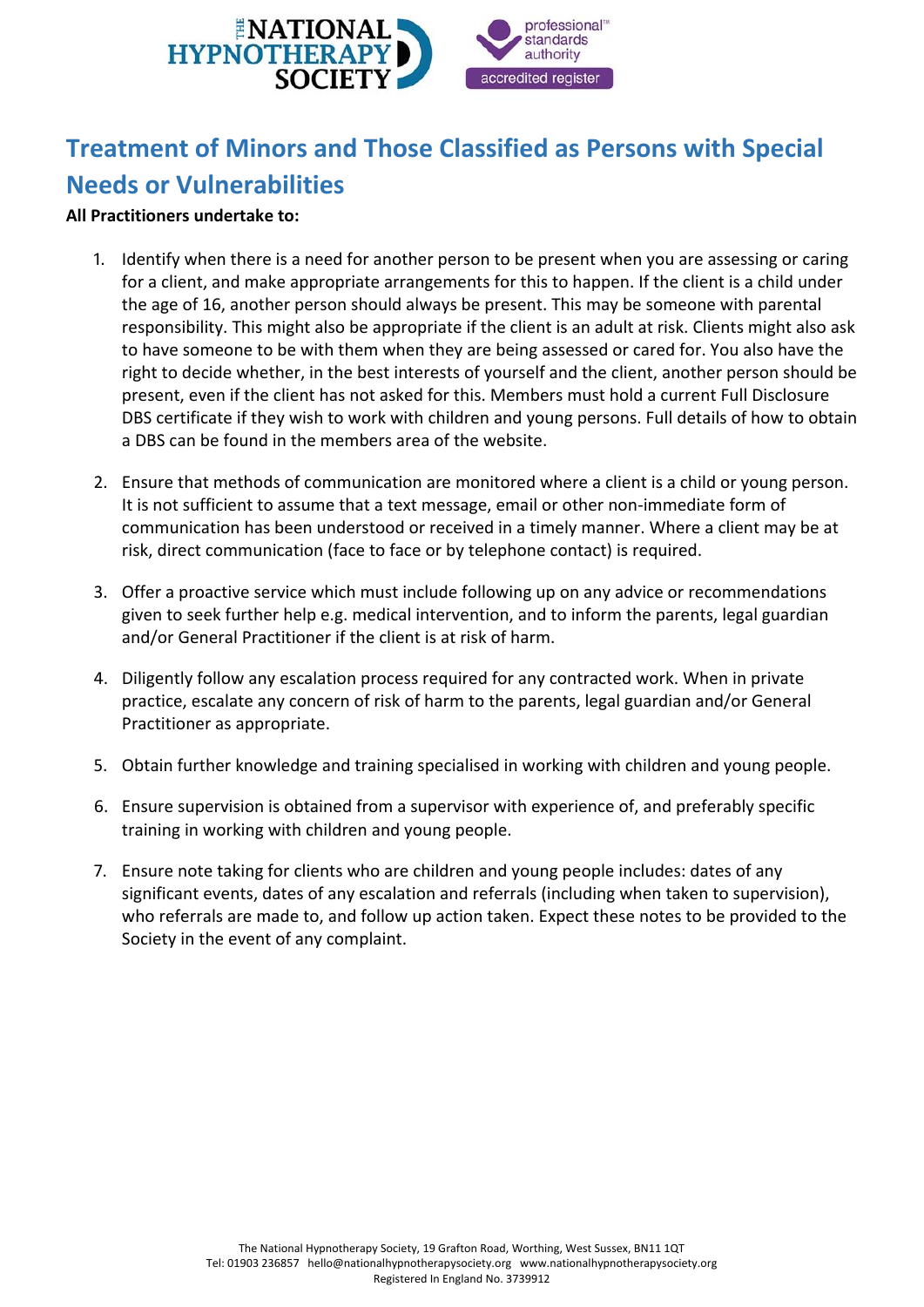## Treatment of Minors and Those Classified as Persons with Special Needs or Vulnerabilities

**All Practitioners undertake to:**

1. Identify when there is a need for another person to be present when you are assessing or caring for a client, and make appropriate arrangements for this to happen. If the client is a child under the age of 16, another person should always be present. This may be someone with parental responsibility. This might also be appropriate if the client is an adult at risk. Clients might also ask to have someone to be with them when they are being assessed or cared for. You also have the right to decide whether, in the best interests of yourself and the client, another person should be present, even if the client has not asked for this. Members must hold a current Full Disclosure DBS certificate if they wish to work with children and young persons. Full details of how to obtain a DBS can be found in the members area of the website.

2. Ensure that methods of communication are monitored where a client is a child or young person. It is not sufficient to assume that a text message, email or other non-immediate form of communication has been understood or received in a timely manner. Where a client may be at risk, direct communication (face to face or by telephone contact) is required.

3. Offer a proactive service which must include following up on any advice or recommendations given to seek further help e.g. medical intervention, and to inform the parents, legal guardian and/or General Practitioner if the client is at risk of harm.

4. Diligently follow any escalation process required for any contracted work. When in private practice, escalate any concern of risk of harm to the parents, legal guardian and/or General Practitioner as appropriate.

5. Obtain further knowledge and training specialised in working with children and young people.

6. Ensure supervision is obtained from a supervisor with experience of, and preferably specific training in working with children and young people.

7. Ensure note taking for clients who are children and young people includes: dates of any significant events, dates of any escalation and referrals (including when taken to supervision), who referrals are made to, and follow up action taken. Expect these notes to be provided to the Society in the event of any complaint.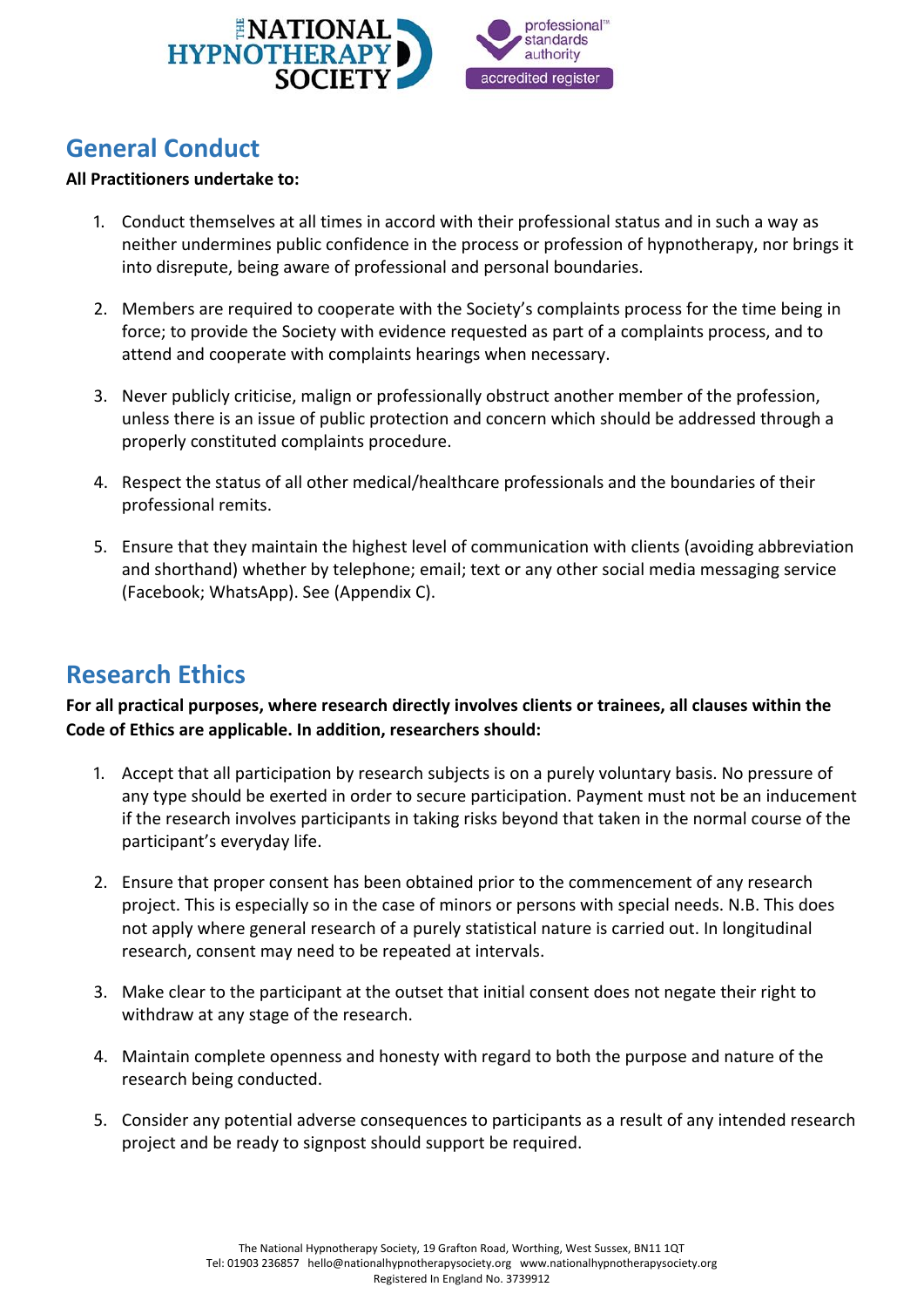## General Conduct

**All Practitioners undertake to:**

1. Conduct themselves at all times in accord with their professional status and in such a way as neither undermines public confidence in the process or profession of hypnotherapy, nor brings it into disrepute, being aware of professional and personal boundaries.

2. Members are required to cooperate with the Society's complaints process for the time being in force; to provide the Society with evidence requested as part of a complaints process, and to attend and cooperate with complaints hearings when necessary.

3. Never publicly criticise, malign or professionally obstruct another member of the profession, unless there is an issue of public protection and concern which should be addressed through a properly constituted complaints procedure.

4. Respect the status of all other medical/healthcare professionals and the boundaries of their professional remits.

5. Ensure that they maintain the highest level of communication with clients (avoiding abbreviation and shorthand) whether by telephone; email; text or any other social media messaging service (Facebook; WhatsApp). See (Appendix C).

## Research Ethics

**For all practical purposes, where research directly involves clients or trainees, all clauses within the Code of Ethics are applicable. In addition, researchers should:**

1. Accept that all participation by research subjects is on a purely voluntary basis. No pressure of any type should be exerted in order to secure participation. Payment must not be an inducement if the research involves participants in taking risks beyond that taken in the normal course of the participant's everyday life.

2. Ensure that proper consent has been obtained prior to the commencement of any research project. This is especially so in the case of minors or persons with special needs. N.B. This does not apply where general research of a purely statistical nature is carried out. In longitudinal research, consent may need to be repeated at intervals.

3. Make clear to the participant at the outset that initial consent does not negate their right to withdraw at any stage of the research.

4. Maintain complete openness and honesty with regard to both the purpose and nature of the research being conducted.

5. Consider any potential adverse consequences to participants as a result of any intended research project and be ready to signpost should support be required.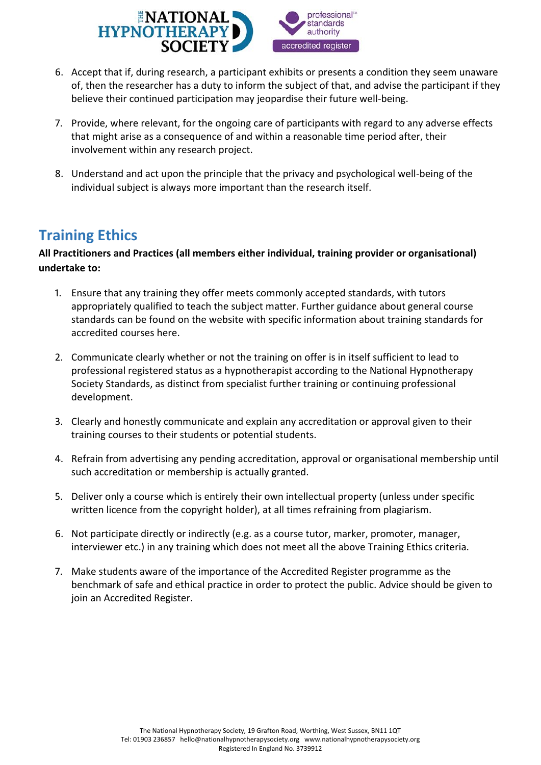6. Accept that if, during research, a participant exhibits or presents a condition they seem unaware of, then the researcher has a duty to inform the subject of that, and advise the participant if they believe their continued participation may jeopardise their future well-being.

7. Provide, where relevant, for the ongoing care of participants with regard to any adverse effects that might arise as a consequence of and within a reasonable time period after, their involvement within any research project.

8. Understand and act upon the principle that the privacy and psychological well-being of the individual subject is always more important than the research itself.

## Training Ethics

**All Practitioners and Practices (all members either individual, training provider or organisational) undertake to:**

1. Ensure that any training they offer meets commonly accepted standards, with tutors appropriately qualified to teach the subject matter. Further guidance about general course standards can be found on the website with specific information about training standards for accredited courses here.

2. Communicate clearly whether or not the training on offer is in itself sufficient to lead to professional registered status as a hypnotherapist according to the National Hypnotherapy Society Standards, as distinct from specialist further training or continuing professional development.

3. Clearly and honestly communicate and explain any accreditation or approval given to their training courses to their students or potential students.

4. Refrain from advertising any pending accreditation, approval or organisational membership until such accreditation or membership is actually granted.

5. Deliver only a course which is entirely their own intellectual property (unless under specific written licence from the copyright holder), at all times refraining from plagiarism.

6. Not participate directly or indirectly (e.g. as a course tutor, marker, promoter, manager, interviewer etc.) in any training which does not meet all the above Training Ethics criteria.

7. Make students aware of the importance of the Accredited Register programme as the benchmark of safe and ethical practice in order to protect the public. Advice should be given to join an Accredited Register.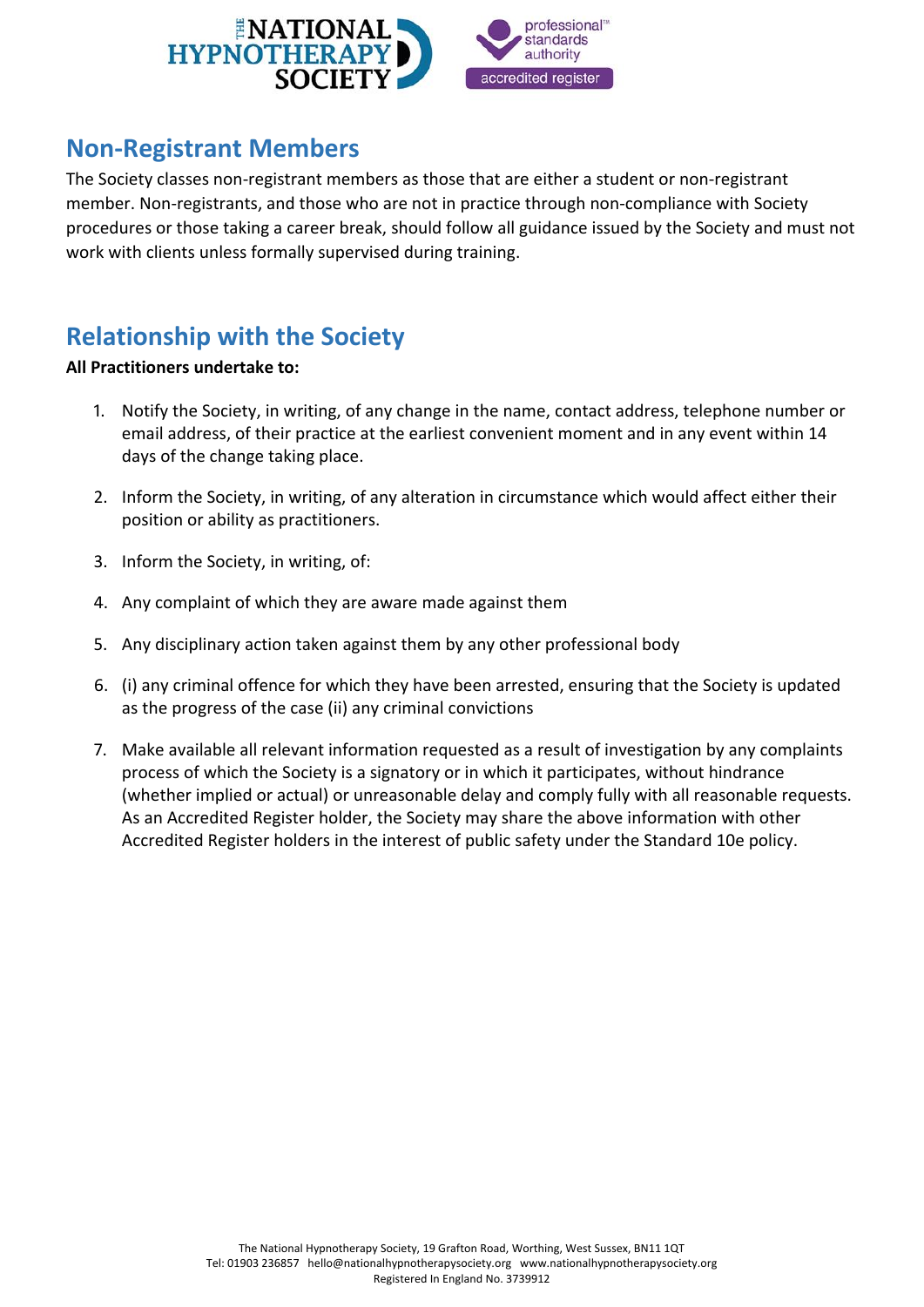## Non-Registrant Members

The Society classes non-registrant members as those that are either a student or non-registrant member. Non-registrants, and those who are not in practice through non-compliance with Society procedures or those taking a career break, should follow all guidance issued by the Society and must not work with clients unless formally supervised during training.

## Relationship with the Society

**All Practitioners undertake to:**

1. Notify the Society, in writing, of any change in the name, contact address, telephone number or email address, of their practice at the earliest convenient moment and in any event within 14 days of the change taking place.

2. Inform the Society, in writing, of any alteration in circumstance which would affect either their position or ability as practitioners.

3. Inform the Society, in writing, of:

4. Any complaint of which they are aware made against them

5. Any disciplinary action taken against them by any other professional body

6. (i) any criminal offence for which they have been arrested, ensuring that the Society is updated as the progress of the case (ii) any criminal convictions

7. Make available all relevant information requested as a result of investigation by any complaints process of which the Society is a signatory or in which it participates, without hindrance (whether implied or actual) or unreasonable delay and comply fully with all reasonable requests. As an Accredited Register holder, the Society may share the above information with other Accredited Register holders in the interest of public safety under the Standard 10e policy.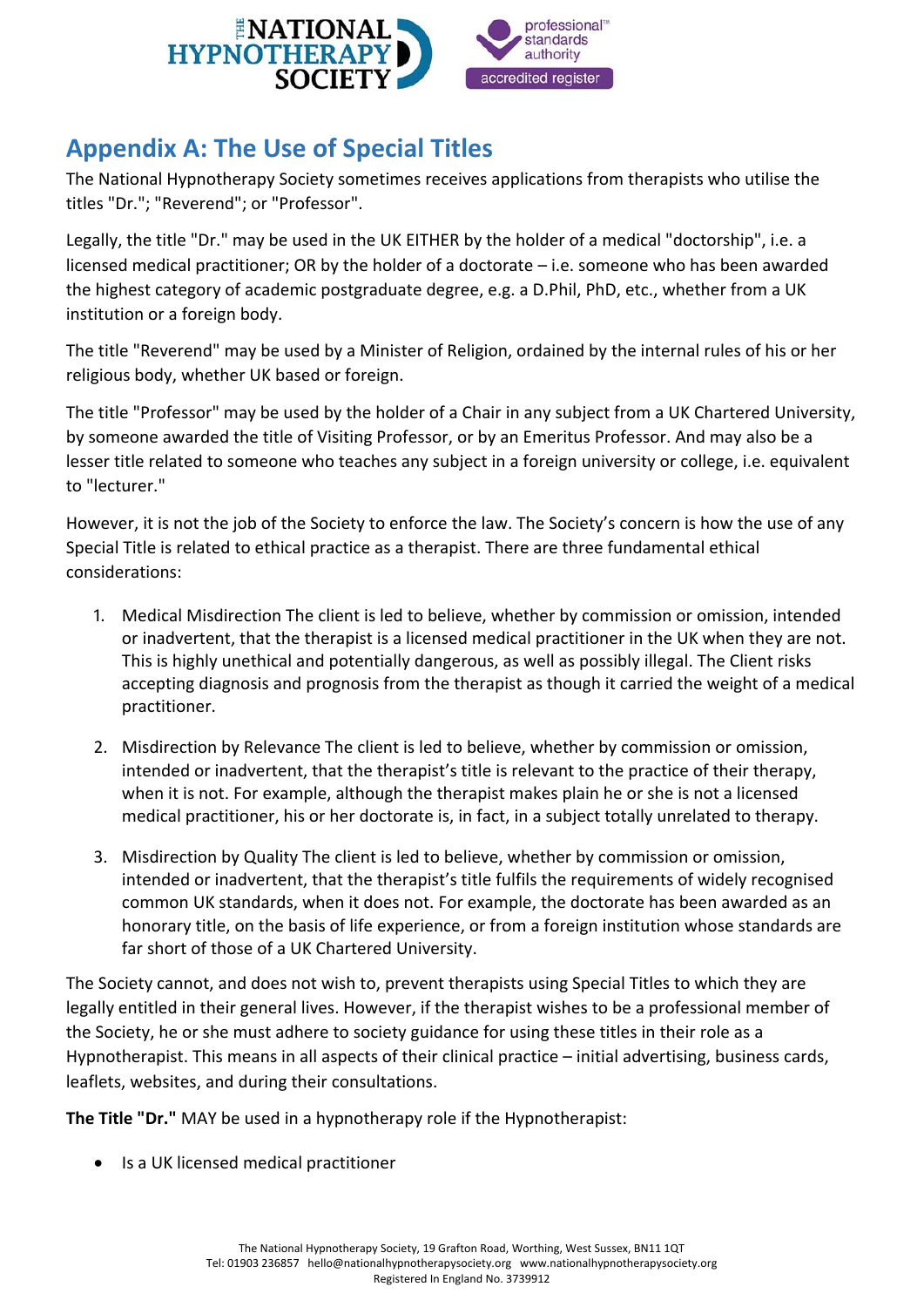## Appendix A: The Use of Special Titles

The National Hypnotherapy Society sometimes receives applications from therapists who utilise the titles "Dr."; "Reverend"; or "Professor".

Legally, the title "Dr." may be used in the UK EITHER by the holder of a medical "doctorship", i.e. a licensed medical practitioner; OR by the holder of a doctorate – i.e. someone who has been awarded the highest category of academic postgraduate degree, e.g. a D.Phil, PhD, etc., whether from a UK institution or a foreign body.

The title "Reverend" may be used by a Minister of Religion, ordained by the internal rules of his or her religious body, whether UK based or foreign.

The title "Professor" may be used by the holder of a Chair in any subject from a UK Chartered University, by someone awarded the title of Visiting Professor, or by an Emeritus Professor. And may also be a lesser title related to someone who teaches any subject in a foreign university or college, i.e. equivalent to "lecturer."

However, it is not the job of the Society to enforce the law. The Society's concern is how the use of any Special Title is related to ethical practice as a therapist. There are three fundamental ethical considerations:

1. Medical Misdirection The client is led to believe, whether by commission or omission, intended or inadvertent, that the therapist is a licensed medical practitioner in the UK when they are not. This is highly unethical and potentially dangerous, as well as possibly illegal. The Client risks accepting diagnosis and prognosis from the therapist as though it carried the weight of a medical practitioner.
2. Misdirection by Relevance The client is led to believe, whether by commission or omission, intended or inadvertent, that the therapist's title is relevant to the practice of their therapy, when it is not. For example, although the therapist makes plain he or she is not a licensed medical practitioner, his or her doctorate is, in fact, in a subject totally unrelated to therapy.
3. Misdirection by Quality The client is led to believe, whether by commission or omission, intended or inadvertent, that the therapist's title fulfils the requirements of widely recognised common UK standards, when it does not. For example, the doctorate has been awarded as an honorary title, on the basis of life experience, or from a foreign institution whose standards are far short of those of a UK Chartered University.

The Society cannot, and does not wish to, prevent therapists using Special Titles to which they are legally entitled in their general lives. However, if the therapist wishes to be a professional member of the Society, he or she must adhere to society guidance for using these titles in their role as a Hypnotherapist. This means in all aspects of their clinical practice – initial advertising, business cards, leaflets, websites, and during their consultations.

**The Title "Dr."** MAY be used in a hypnotherapy role if the Hypnotherapist:

- Is a UK licensed medical practitioner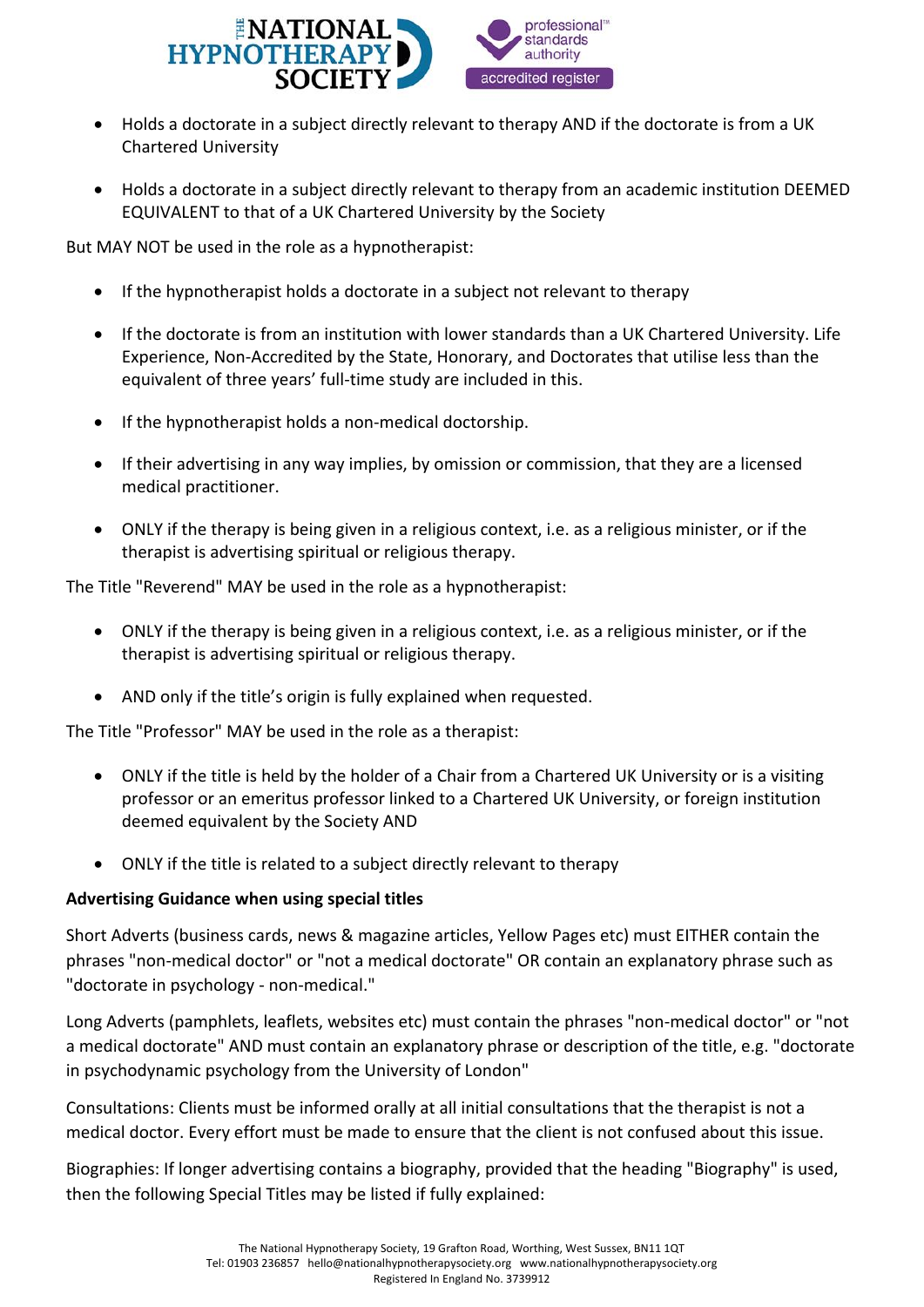- Holds a doctorate in a subject directly relevant to therapy AND if the doctorate is from a UK Chartered University

- Holds a doctorate in a subject directly relevant to therapy from an academic institution DEEMED EQUIVALENT to that of a UK Chartered University by the Society

But MAY NOT be used in the role as a hypnotherapist:

- If the hypnotherapist holds a doctorate in a subject not relevant to therapy

- If the doctorate is from an institution with lower standards than a UK Chartered University. Life Experience, Non-Accredited by the State, Honorary, and Doctorates that utilise less than the equivalent of three years' full-time study are included in this.

- If the hypnotherapist holds a non-medical doctorship.

- If their advertising in any way implies, by omission or commission, that they are a licensed medical practitioner.

- ONLY if the therapy is being given in a religious context, i.e. as a religious minister, or if the therapist is advertising spiritual or religious therapy.

The Title "Reverend" MAY be used in the role as a hypnotherapist:

- ONLY if the therapy is being given in a religious context, i.e. as a religious minister, or if the therapist is advertising spiritual or religious therapy.

- AND only if the title's origin is fully explained when requested.

The Title "Professor" MAY be used in the role as a therapist:

- ONLY if the title is held by the holder of a Chair from a Chartered UK University or is a visiting professor or an emeritus professor linked to a Chartered UK University, or foreign institution deemed equivalent by the Society AND

- ONLY if the title is related to a subject directly relevant to therapy

**Advertising Guidance when using special titles**

Short Adverts (business cards, news & magazine articles, Yellow Pages etc) must EITHER contain the phrases "non-medical doctor" or "not a medical doctorate" OR contain an explanatory phrase such as "doctorate in psychology - non-medical."

Long Adverts (pamphlets, leaflets, websites etc) must contain the phrases "non-medical doctor" or "not a medical doctorate" AND must contain an explanatory phrase or description of the title, e.g. "doctorate in psychodynamic psychology from the University of London"

Consultations: Clients must be informed orally at all initial consultations that the therapist is not a medical doctor. Every effort must be made to ensure that the client is not confused about this issue.

Biographies: If longer advertising contains a biography, provided that the heading "Biography" is used, then the following Special Titles may be listed if fully explained: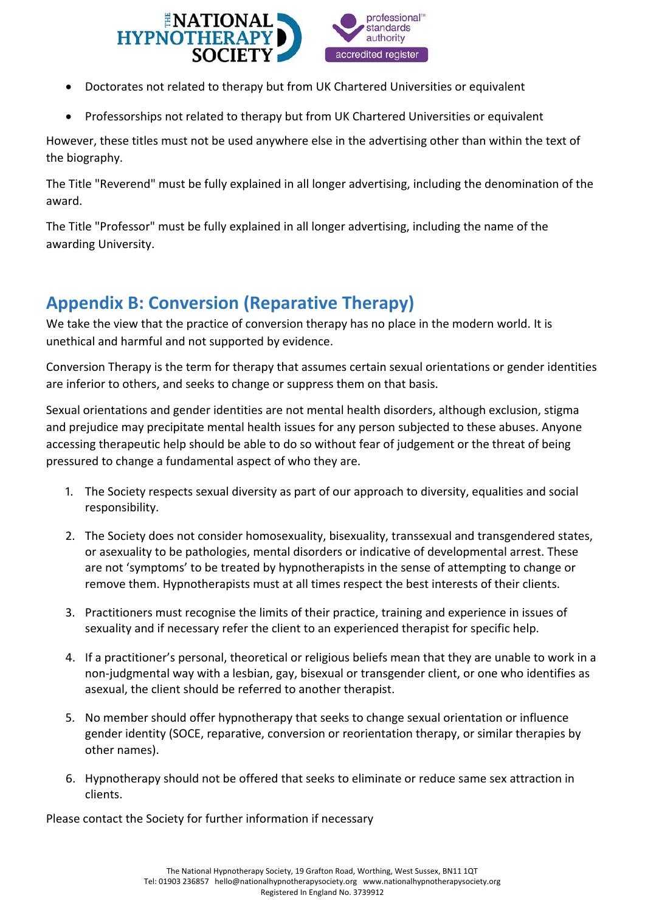- Doctorates not related to therapy but from UK Chartered Universities or equivalent
- Professorships not related to therapy but from UK Chartered Universities or equivalent

However, these titles must not be used anywhere else in the advertising other than within the text of the biography.

The Title "Reverend" must be fully explained in all longer advertising, including the denomination of the award.

The Title "Professor" must be fully explained in all longer advertising, including the name of the awarding University.

## Appendix B: Conversion (Reparative Therapy)

We take the view that the practice of conversion therapy has no place in the modern world. It is unethical and harmful and not supported by evidence.

Conversion Therapy is the term for therapy that assumes certain sexual orientations or gender identities are inferior to others, and seeks to change or suppress them on that basis.

Sexual orientations and gender identities are not mental health disorders, although exclusion, stigma and prejudice may precipitate mental health issues for any person subjected to these abuses. Anyone accessing therapeutic help should be able to do so without fear of judgement or the threat of being pressured to change a fundamental aspect of who they are.

1. The Society respects sexual diversity as part of our approach to diversity, equalities and social responsibility.
2. The Society does not consider homosexuality, bisexuality, transsexual and transgendered states, or asexuality to be pathologies, mental disorders or indicative of developmental arrest. These are not 'symptoms' to be treated by hypnotherapists in the sense of attempting to change or remove them. Hypnotherapists must at all times respect the best interests of their clients.
3. Practitioners must recognise the limits of their practice, training and experience in issues of sexuality and if necessary refer the client to an experienced therapist for specific help.
4. If a practitioner's personal, theoretical or religious beliefs mean that they are unable to work in a non-judgmental way with a lesbian, gay, bisexual or transgender client, or one who identifies as asexual, the client should be referred to another therapist.
5. No member should offer hypnotherapy that seeks to change sexual orientation or influence gender identity (SOCE, reparative, conversion or reorientation therapy, or similar therapies by other names).
6. Hypnotherapy should not be offered that seeks to eliminate or reduce same sex attraction in clients.

Please contact the Society for further information if necessary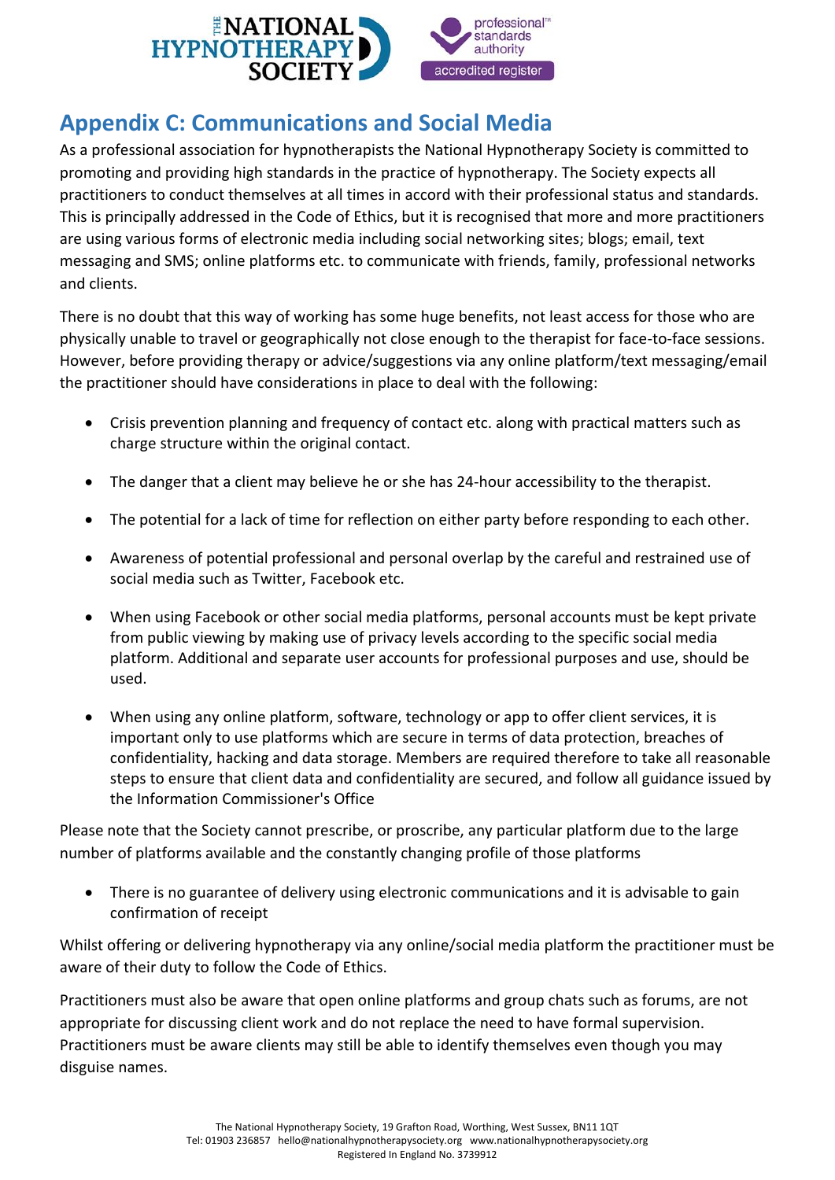## Appendix C: Communications and Social Media

As a professional association for hypnotherapists the National Hypnotherapy Society is committed to promoting and providing high standards in the practice of hypnotherapy. The Society expects all practitioners to conduct themselves at all times in accord with their professional status and standards. This is principally addressed in the Code of Ethics, but it is recognised that more and more practitioners are using various forms of electronic media including social networking sites; blogs; email, text messaging and SMS; online platforms etc. to communicate with friends, family, professional networks and clients.

There is no doubt that this way of working has some huge benefits, not least access for those who are physically unable to travel or geographically not close enough to the therapist for face-to-face sessions. However, before providing therapy or advice/suggestions via any online platform/text messaging/email the practitioner should have considerations in place to deal with the following:

- Crisis prevention planning and frequency of contact etc. along with practical matters such as charge structure within the original contact.
- The danger that a client may believe he or she has 24-hour accessibility to the therapist.
- The potential for a lack of time for reflection on either party before responding to each other.
- Awareness of potential professional and personal overlap by the careful and restrained use of social media such as Twitter, Facebook etc.
- When using Facebook or other social media platforms, personal accounts must be kept private from public viewing by making use of privacy levels according to the specific social media platform. Additional and separate user accounts for professional purposes and use, should be used.
- When using any online platform, software, technology or app to offer client services, it is important only to use platforms which are secure in terms of data protection, breaches of confidentiality, hacking and data storage. Members are required therefore to take all reasonable steps to ensure that client data and confidentiality are secured, and follow all guidance issued by the Information Commissioner's Office

Please note that the Society cannot prescribe, or proscribe, any particular platform due to the large number of platforms available and the constantly changing profile of those platforms

- There is no guarantee of delivery using electronic communications and it is advisable to gain confirmation of receipt

Whilst offering or delivering hypnotherapy via any online/social media platform the practitioner must be aware of their duty to follow the Code of Ethics.

Practitioners must also be aware that open online platforms and group chats such as forums, are not appropriate for discussing client work and do not replace the need to have formal supervision. Practitioners must be aware clients may still be able to identify themselves even though you may disguise names.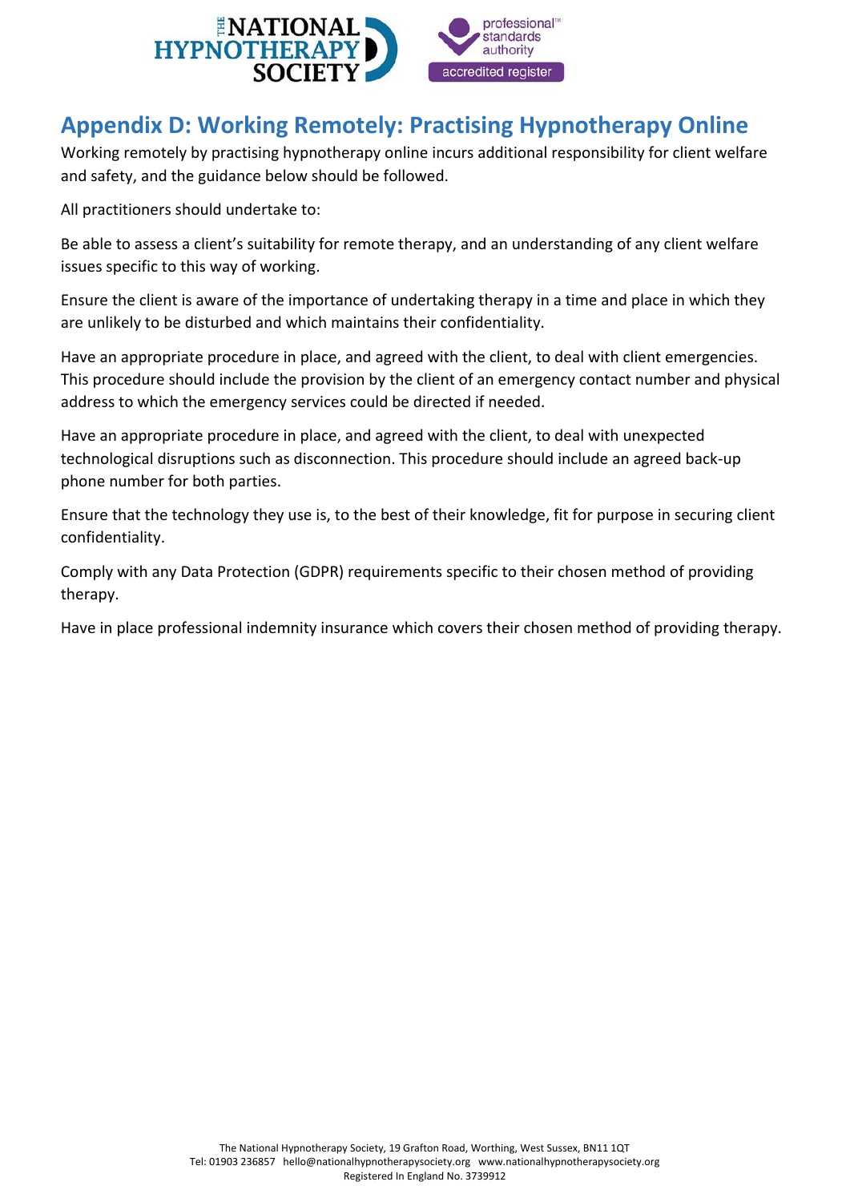## Appendix D: Working Remotely: Practising Hypnotherapy Online

Working remotely by practising hypnotherapy online incurs additional responsibility for client welfare and safety, and the guidance below should be followed.

All practitioners should undertake to:

Be able to assess a client's suitability for remote therapy, and an understanding of any client welfare issues specific to this way of working.

Ensure the client is aware of the importance of undertaking therapy in a time and place in which they are unlikely to be disturbed and which maintains their confidentiality.

Have an appropriate procedure in place, and agreed with the client, to deal with client emergencies. This procedure should include the provision by the client of an emergency contact number and physical address to which the emergency services could be directed if needed.

Have an appropriate procedure in place, and agreed with the client, to deal with unexpected technological disruptions such as disconnection. This procedure should include an agreed back-up phone number for both parties.

Ensure that the technology they use is, to the best of their knowledge, fit for purpose in securing client confidentiality.

Comply with any Data Protection (GDPR) requirements specific to their chosen method of providing therapy.

Have in place professional indemnity insurance which covers their chosen method of providing therapy.